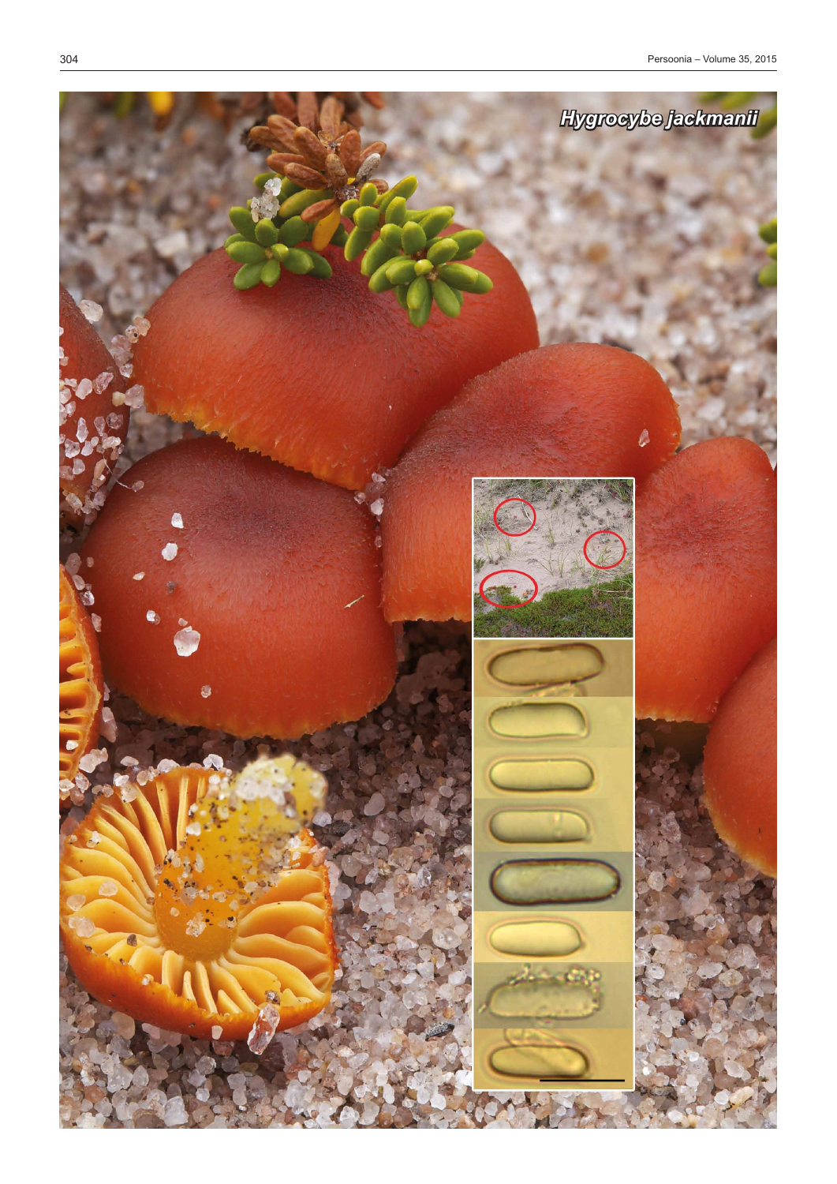*Hygrocybe jackmanii*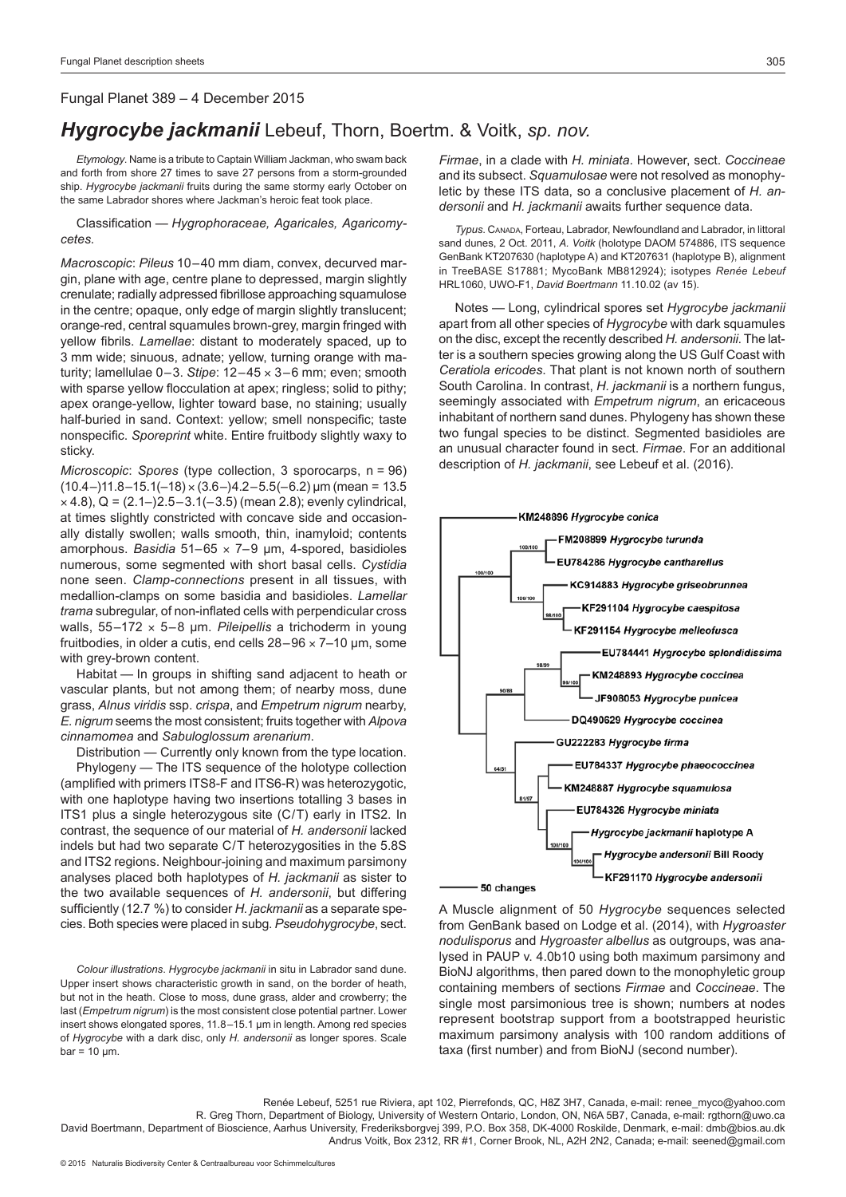Fungal Planet 389 – 4 December 2015

# *Hygrocybe jackmanii* Lebeuf, Thorn, Boertm. & Voitk, *sp. nov.*

*Etymology*. Name is a tribute to Captain William Jackman, who swam back and forth from shore 27 times to save 27 persons from a storm-grounded ship. *Hygrocybe jackmanii* fruits during the same stormy early October on the same Labrador shores where Jackman's heroic feat took place.

Classification — *Hygrophoraceae, Agaricales, Agaricomycetes.*

*Macroscopic*: *Pileus* 10–40 mm diam, convex, decurved margin, plane with age, centre plane to depressed, margin slightly crenulate; radially adpressed fibrillose approaching squamulose in the centre; opaque, only edge of margin slightly translucent; orange-red, central squamules brown-grey, margin fringed with yellow fibrils. *Lamellae*: distant to moderately spaced, up to 3 mm wide; sinuous, adnate; yellow, turning orange with maturity; lamellulae 0–3. *Stipe*: 12–45 × 3–6 mm; even; smooth with sparse yellow flocculation at apex; ringless; solid to pithy; apex orange-yellow, lighter toward base, no staining; usually half-buried in sand. Context: yellow; smell nonspecific; taste nonspecific. *Sporeprint* white. Entire fruitbody slightly waxy to sticky.

*Microscopic*: *Spores* (type collection, 3 sporocarps, n = 96) (10.4–)11.8–15.1(–18) × (3.6–)4.2–5.5(–6.2) µm (mean = 13.5 × 4.8), Q = (2.1–)2.5–3.1(–3.5) (mean 2.8); evenly cylindrical, at times slightly constricted with concave side and occasionally distally swollen; walls smooth, thin, inamyloid; contents amorphous. *Basidia* 51–65 × 7–9 µm, 4-spored, basidioles numerous, some segmented with short basal cells. *Cystidia* none seen. *Clamp-connections* present in all tissues, with medallion-clamps on some basidia and basidioles. *Lamellar trama* subregular, of non-inflated cells with perpendicular cross walls, 55–172 × 5–8 µm. *Pileipellis* a trichoderm in young fruitbodies, in older a cutis, end cells 28–96 × 7–10 µm, some with grey-brown content.

Habitat — In groups in shifting sand adjacent to heath or vascular plants, but not among them; of nearby moss, dune grass, *Alnus viridis* ssp. *crispa*, and *Empetrum nigrum* nearby, *E. nigrum* seems the most consistent; fruits together with *Alpova cinnamomea* and *Sabuloglossum arenarium*.

Distribution — Currently only known from the type location.

Phylogeny — The ITS sequence of the holotype collection (amplified with primers ITS8-F and ITS6-R) was heterozygotic, with one haplotype having two insertions totalling 3 bases in ITS1 plus a single heterozygous site (C/T) early in ITS2. In contrast, the sequence of our material of *H. andersonii* lacked indels but had two separate C/T heterozygosities in the 5.8S and ITS2 regions. Neighbour-joining and maximum parsimony analyses placed both haplotypes of *H. jackmanii* as sister to the two available sequences of *H. andersonii*, but differing sufficiently (12.7 %) to consider *H. jackmanii* as a separate species. Both species were placed in subg. *Pseudohygrocybe*, sect. *Firmae*, in a clade with *H. miniata*. However, sect. *Coccineae* and its subsect. *Squamulosae* were not resolved as monophyletic by these ITS data, so a conclusive placement of *H. andersonii* and *H. jackmanii* awaits further sequence data.

*Typus*. Canada, Forteau, Labrador, Newfoundland and Labrador, in littoral sand dunes, 2 Oct. 2011, *A. Voitk* (holotype DAOM 574886, ITS sequence GenBank KT207630 (haplotype A) and KT207631 (haplotype B), alignment in TreeBASE S17881; MycoBank MB812924); isotypes *Renée Lebeuf* HRL1060, UWO-F1, *David Boertmann* 11.10.02 (av 15).

Notes — Long, cylindrical spores set *Hygrocybe jackmanii* apart from all other species of *Hygrocybe* with dark squamules on the disc, except the recently described *H. andersonii*. The latter is a southern species growing along the US Gulf Coast with *Ceratiola ericodes*. That plant is not known north of southern South Carolina. In contrast, *H. jackmanii* is a northern fungus, seemingly associated with *Empetrum nigrum*, an ericaceous inhabitant of northern sand dunes. Phylogeny has shown these two fungal species to be distinct. Segmented basidioles are an unusual character found in sect. *Firmae*. For an additional description of *H. jackmanii*, see Lebeuf et al. (2016).

KM248896 *Hygrocybe conica*
FM208899 *Hygrocybe turunda*
EU784286 *Hygrocybe cantharellus*
KC914883 *Hygrocybe griseobrunnea*
KF291104 *Hygrocybe caespitosa*
KF291154 *Hygrocybe melleofusca*
EU784441 *Hygrocybe splendidissima*
KM248893 *Hygrocybe coccinea*
JF908053 *Hygrocybe punicea*
DQ490629 *Hygrocybe coccinea*
GU222283 *Hygrocybe firma*
EU784337 *Hygrocybe phaeococcinea*
KM248887 *Hygrocybe squamulosa*
EU784326 *Hygrocybe miniata*
*Hygrocybe jackmanii* haplotype A
*Hygrocybe andersonii* Bill Roody
KF291170 *Hygrocybe andersonii*
100/100
100/100
100/100
68/100
58/99
99/100
90/88
64/51
81/97
100/100
100/100
50 changes

A Muscle alignment of 50 *Hygrocybe* sequences selected from GenBank based on Lodge et al. (2014), with *Hygroaster nodulisporus* and *Hygroaster albellus* as outgroups, was analysed in PAUP v. 4.0b10 using both maximum parsimony and BioNJ algorithms, then pared down to the monophyletic group containing members of sections *Firmae* and *Coccineae*. The single most parsimonious tree is shown; numbers at nodes represent bootstrap support from a bootstrapped heuristic maximum parsimony analysis with 100 random additions of taxa (first number) and from BioNJ (second number).

*Colour illustrations*. *Hygrocybe jackmanii* in situ in Labrador sand dune. Upper insert shows characteristic growth in sand, on the border of heath, but not in the heath. Close to moss, dune grass, alder and crowberry; the last (*Empetrum nigrum*) is the most consistent close potential partner. Lower insert shows elongated spores, 11.8–15.1 µm in length. Among red species of *Hygrocybe* with a dark disc, only *H. andersonii* as longer spores. Scale bar = 10 µm.

Renée Lebeuf, 5251 rue Riviera, apt 102, Pierrefonds, QC, H8Z 3H7, Canada, e-mail: renee_myco@yahoo.com
R. Greg Thorn, Department of Biology, University of Western Ontario, London, ON, N6A 5B7, Canada, e-mail: rgthorn@uwo.ca
David Boertmann, Department of Bioscience, Aarhus University, Frederiksborgvej 399, P.O. Box 358, DK-4000 Roskilde, Denmark, e-mail: dmb@bios.au.dk
Andrus Voitk, Box 2312, RR #1, Corner Brook, NL, A2H 2N2, Canada; e-mail: seened@gmail.com

© 2015 Naturalis Biodiversity Center & Centraalbureau voor Schimmelcultures